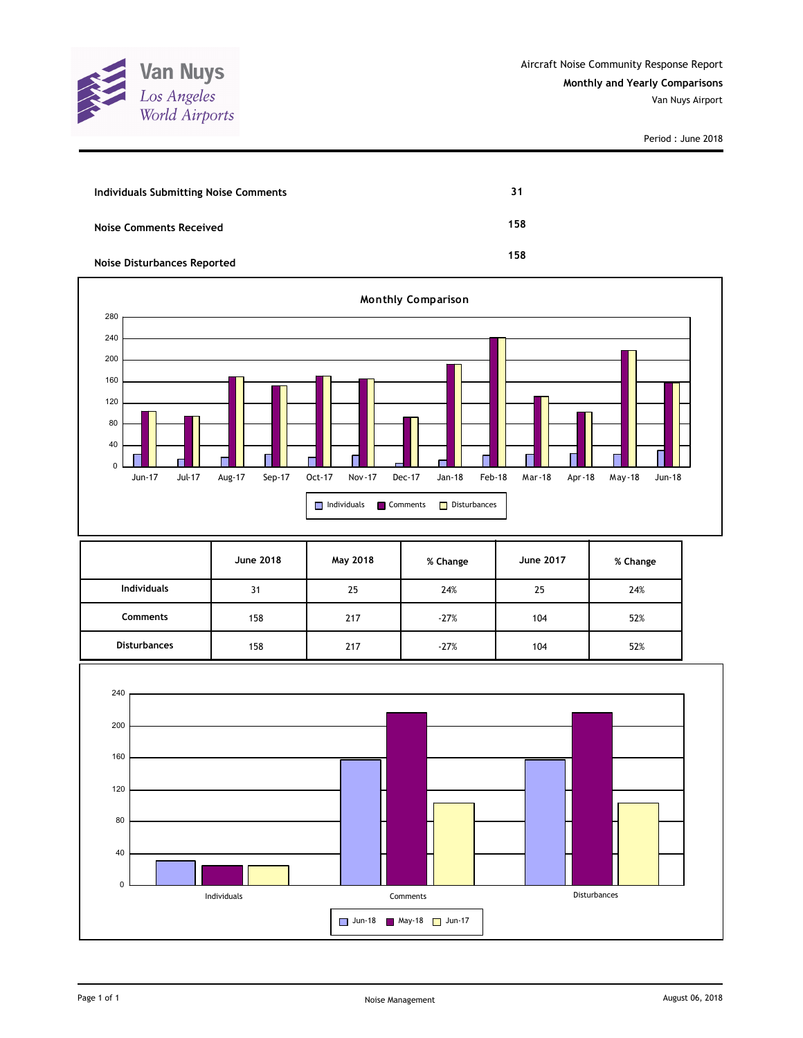Van Nuys
Los Angeles World Airports

Aircraft Noise Community Response Report

**Monthly and Yearly Comparisons**

Van Nuys Airport

Period : June 2018

| | |
|---|---|
| **Individuals Submitting Noise Comments** | **31** |
| **Noise Comments Received** | **158** |
| **Noise Disturbances Reported** | **158** |

**Monthly Comparison**

| | June 2018 | May 2018 | % Change | June 2017 | % Change |
|---|---|---|---|---|---|
| **Individuals** | 31 | 25 | 24% | 25 | 24% |
| **Comments** | 158 | 217 | -27% | 104 | 52% |
| **Disturbances** | 158 | 217 | -27% | 104 | 52% |

Noise Management

August 06, 2018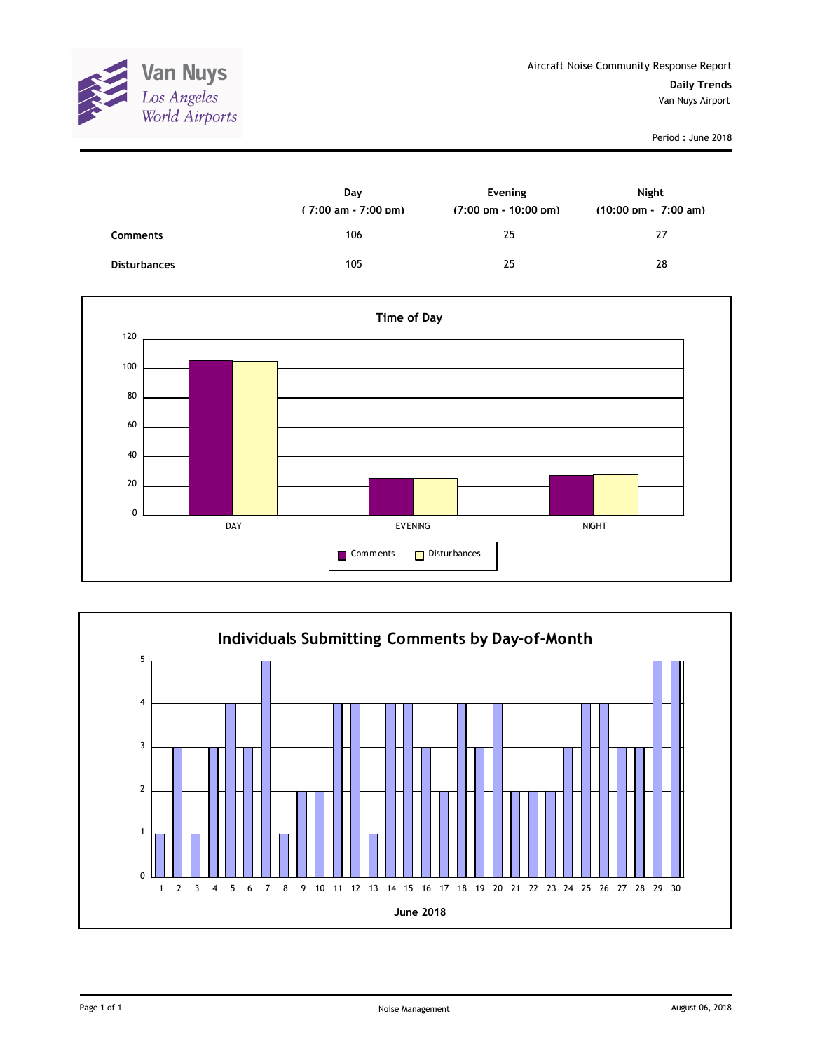Van Nuys
Los Angeles World Airports

Aircraft Noise Community Response Report

**Daily Trends**

Van Nuys Airport

Period : June 2018

| | Day ( 7:00 am - 7:00 pm) | Evening (7:00 pm - 10:00 pm) | Night (10:00 pm - 7:00 am) |
|---|---|---|---|
| **Comments** | 106 | 25 | 27 |
| **Disturbances** | 105 | 25 | 28 |

**Time of Day**

| | Comments | Disturbances |
|---|---|---|
| DAY | 106 | 105 |
| EVENING | 25 | 25 |
| NIGHT | 27 | 28 |

**Individuals Submitting Comments by Day-of-Month**

June 2018

| Day | 1 | 2 | 3 | 4 | 5 | 6 | 7 | 8 | 9 | 10 | 11 | 12 | 13 | 14 | 15 | 16 | 17 | 18 | 19 | 20 | 21 | 22 | 23 | 24 | 25 | 26 | 27 | 28 | 29 | 30 |
|---|---|---|---|---|---|---|---|---|---|---|---|---|---|---|---|---|---|---|---|---|---|---|---|---|---|---|---|---|---|---|
| Individuals | 1 | 3 | 1 | 3 | 4 | 3 | 5 | 1 | 2 | 2 | 4 | 4 | 1 | 4 | 4 | 3 | 2 | 4 | 3 | 4 | 2 | 2 | 2 | 3 | 4 | 4 | 3 | 3 | 5 | 5 |

Noise Management

August 06, 2018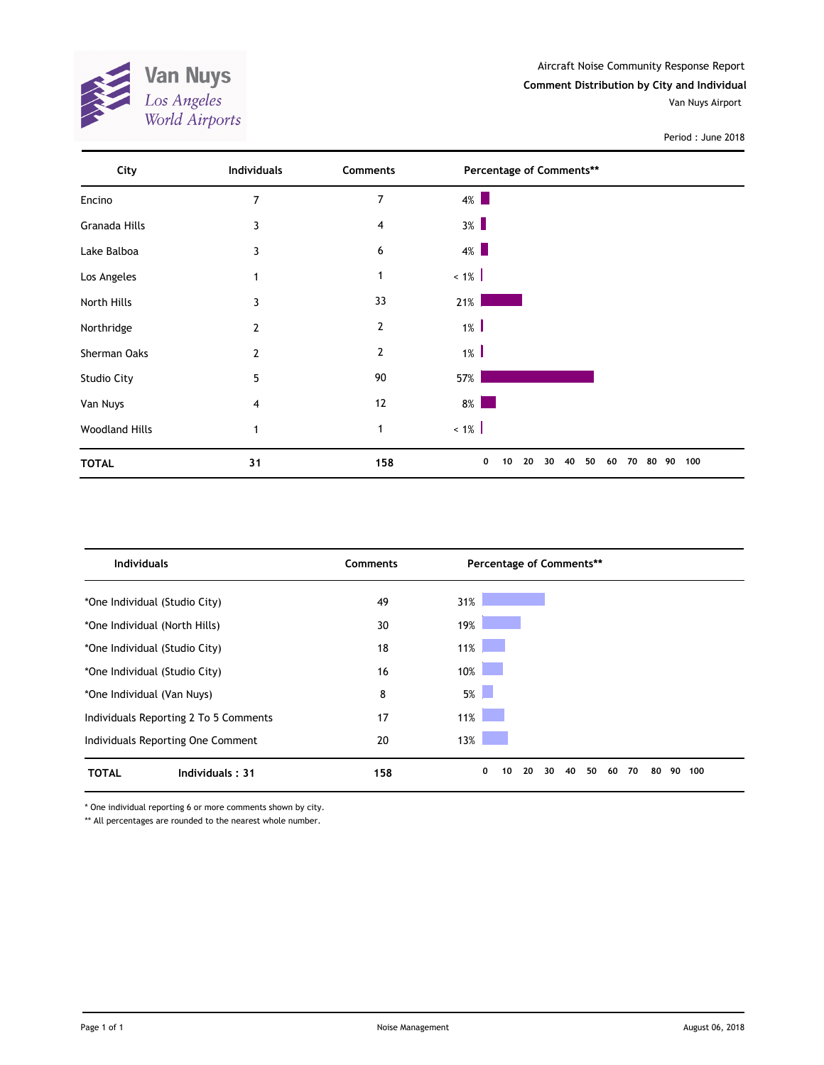Van Nuys
Los Angeles
World Airports

Aircraft Noise Community Response Report

**Comment Distribution by City and Individual**

Van Nuys Airport

Period : June 2018

| City | Individuals | Comments | Percentage of Comments** |
|---|---|---|---|
| Encino | 7 | 7 | 4% |
| Granada Hills | 3 | 4 | 3% |
| Lake Balboa | 3 | 6 | 4% |
| Los Angeles | 1 | 1 | < 1% |
| North Hills | 3 | 33 | 21% |
| Northridge | 2 | 2 | 1% |
| Sherman Oaks | 2 | 2 | 1% |
| Studio City | 5 | 90 | 57% |
| Van Nuys | 4 | 12 | 8% |
| Woodland Hills | 1 | 1 | < 1% |
| **TOTAL** | **31** | **158** | |

| Individuals | Comments | Percentage of Comments** |
|---|---|---|
| *One Individual (Studio City) | 49 | 31% |
| *One Individual (North Hills) | 30 | 19% |
| *One Individual (Studio City) | 18 | 11% |
| *One Individual (Studio City) | 16 | 10% |
| *One Individual (Van Nuys) | 8 | 5% |
| Individuals Reporting 2 To 5 Comments | 17 | 11% |
| Individuals Reporting One Comment | 20 | 13% |
| **TOTAL** Individuals : 31 | **158** | |

* One individual reporting 6 or more comments shown by city.

** All percentages are rounded to the nearest whole number.

Noise Management

August 06, 2018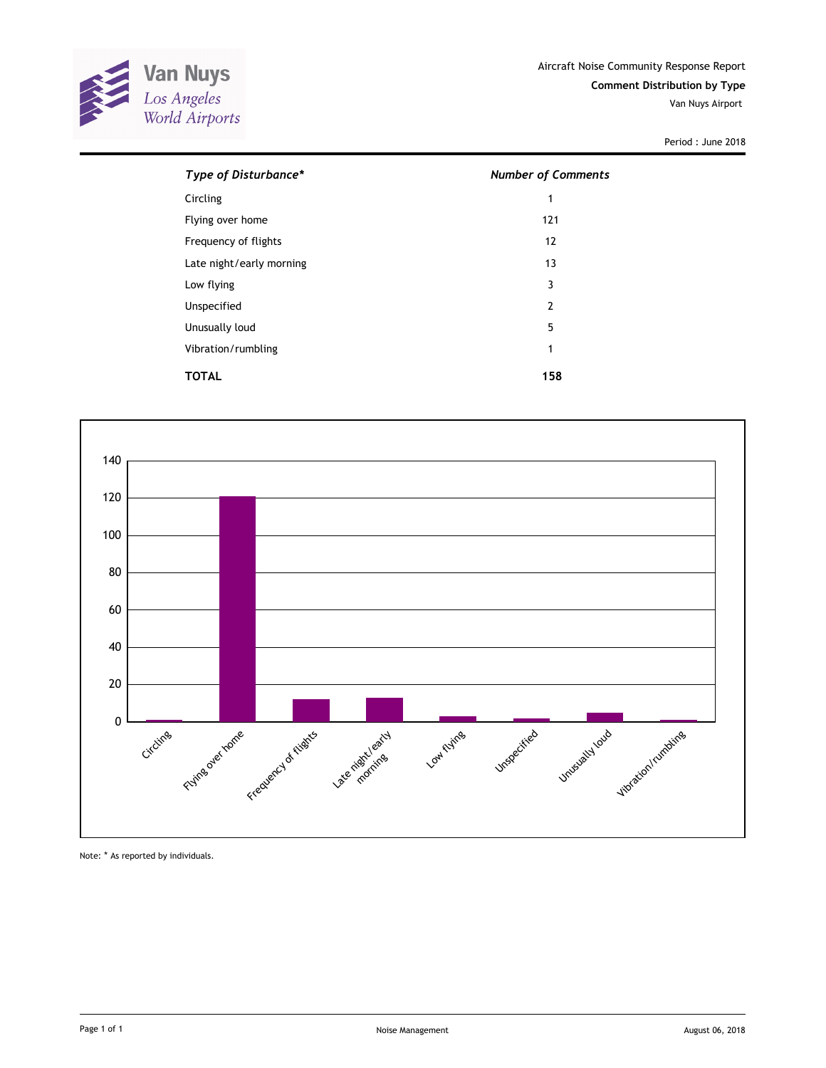Van Nuys
Los Angeles
World Airports

Aircraft Noise Community Response Report

**Comment Distribution by Type**

Van Nuys Airport

Period : June 2018

| *Type of Disturbance** | *Number of Comments* |
| --- | --- |
| Circling | 1 |
| Flying over home | 121 |
| Frequency of flights | 12 |
| Late night/early morning | 13 |
| Low flying | 3 |
| Unspecified | 2 |
| Unusually loud | 5 |
| Vibration/rumbling | 1 |
| **TOTAL** | **158** |

Note: * As reported by individuals.

Noise Management

August 06, 2018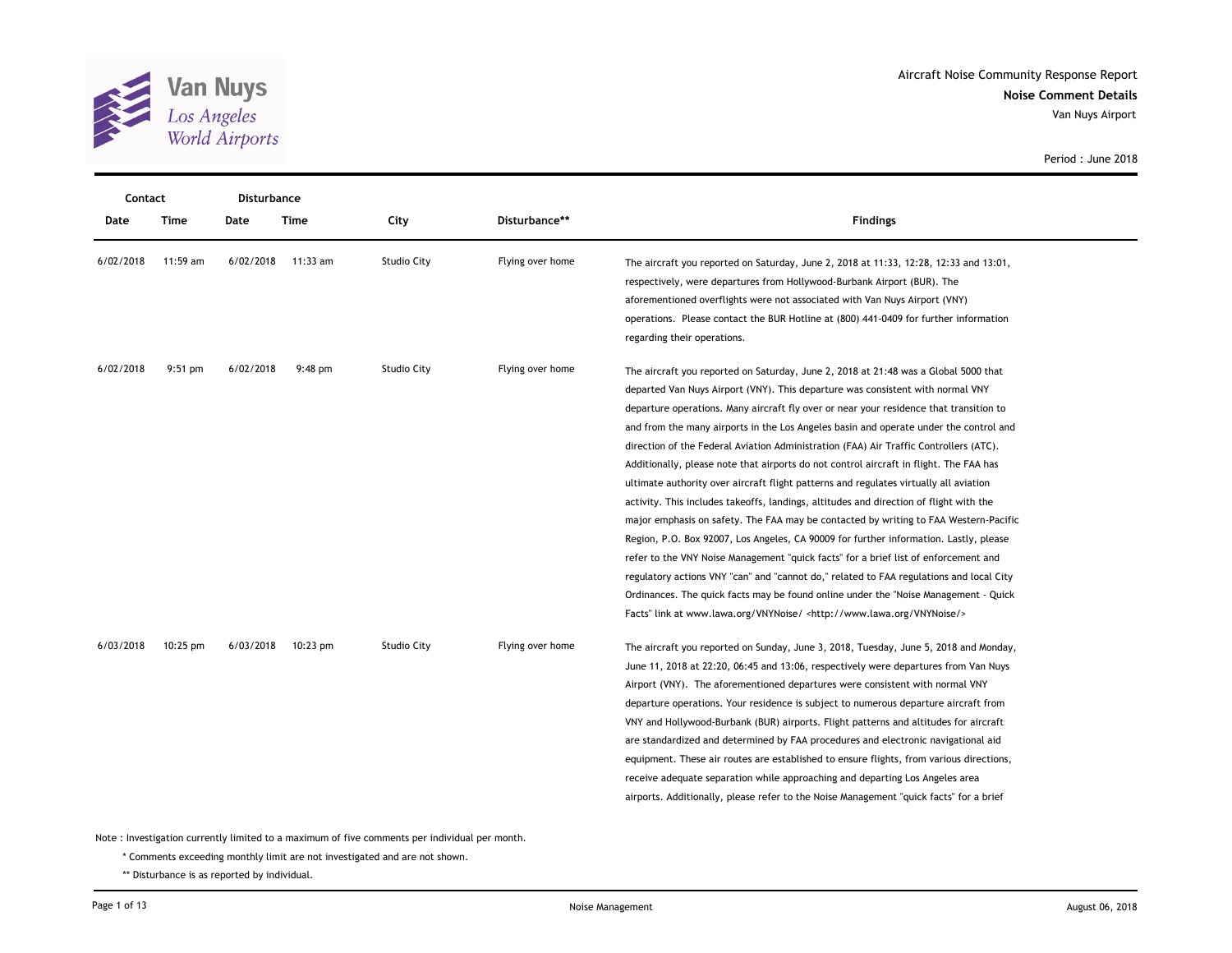Van Nuys
Los Angeles World Airports

Aircraft Noise Community Response Report

**Noise Comment Details**

Van Nuys Airport

Period : June 2018

| Contact Date | Contact Time | Disturbance Date | Disturbance Time | City | Disturbance** | Findings |
|---|---|---|---|---|---|---|
| 6/02/2018 | 11:59 am | 6/02/2018 | 11:33 am | Studio City | Flying over home | The aircraft you reported on Saturday, June 2, 2018 at 11:33, 12:28, 12:33 and 13:01, respectively, were departures from Hollywood-Burbank Airport (BUR). The aforementioned overflights were not associated with Van Nuys Airport (VNY) operations. Please contact the BUR Hotline at (800) 441-0409 for further information regarding their operations. |
| 6/02/2018 | 9:51 pm | 6/02/2018 | 9:48 pm | Studio City | Flying over home | The aircraft you reported on Saturday, June 2, 2018 at 21:48 was a Global 5000 that departed Van Nuys Airport (VNY). This departure was consistent with normal VNY departure operations. Many aircraft fly over or near your residence that transition to and from the many airports in the Los Angeles basin and operate under the control and direction of the Federal Aviation Administration (FAA) Air Traffic Controllers (ATC). Additionally, please note that airports do not control aircraft in flight. The FAA has ultimate authority over aircraft flight patterns and regulates virtually all aviation activity. This includes takeoffs, landings, altitudes and direction of flight with the major emphasis on safety. The FAA may be contacted by writing to FAA Western-Pacific Region, P.O. Box 92007, Los Angeles, CA 90009 for further information. Lastly, please refer to the VNY Noise Management "quick facts" for a brief list of enforcement and regulatory actions VNY "can" and "cannot do," related to FAA regulations and local City Ordinances. The quick facts may be found online under the "Noise Management - Quick Facts" link at www.lawa.org/VNYNoise/ <http://www.lawa.org/VNYNoise/> |
| 6/03/2018 | 10:25 pm | 6/03/2018 | 10:23 pm | Studio City | Flying over home | The aircraft you reported on Sunday, June 3, 2018, Tuesday, June 5, 2018 and Monday, June 11, 2018 at 22:20, 06:45 and 13:06, respectively were departures from Van Nuys Airport (VNY). The aforementioned departures were consistent with normal VNY departure operations. Your residence is subject to numerous departure aircraft from VNY and Hollywood-Burbank (BUR) airports. Flight patterns and altitudes for aircraft are standardized and determined by FAA procedures and electronic navigational aid equipment. These air routes are established to ensure flights, from various directions, receive adequate separation while approaching and departing Los Angeles area airports. Additionally, please refer to the Noise Management "quick facts" for a brief |

Note : Investigation currently limited to a maximum of five comments per individual per month.

\* Comments exceeding monthly limit are not investigated and are not shown.

\*\* Disturbance is as reported by individual.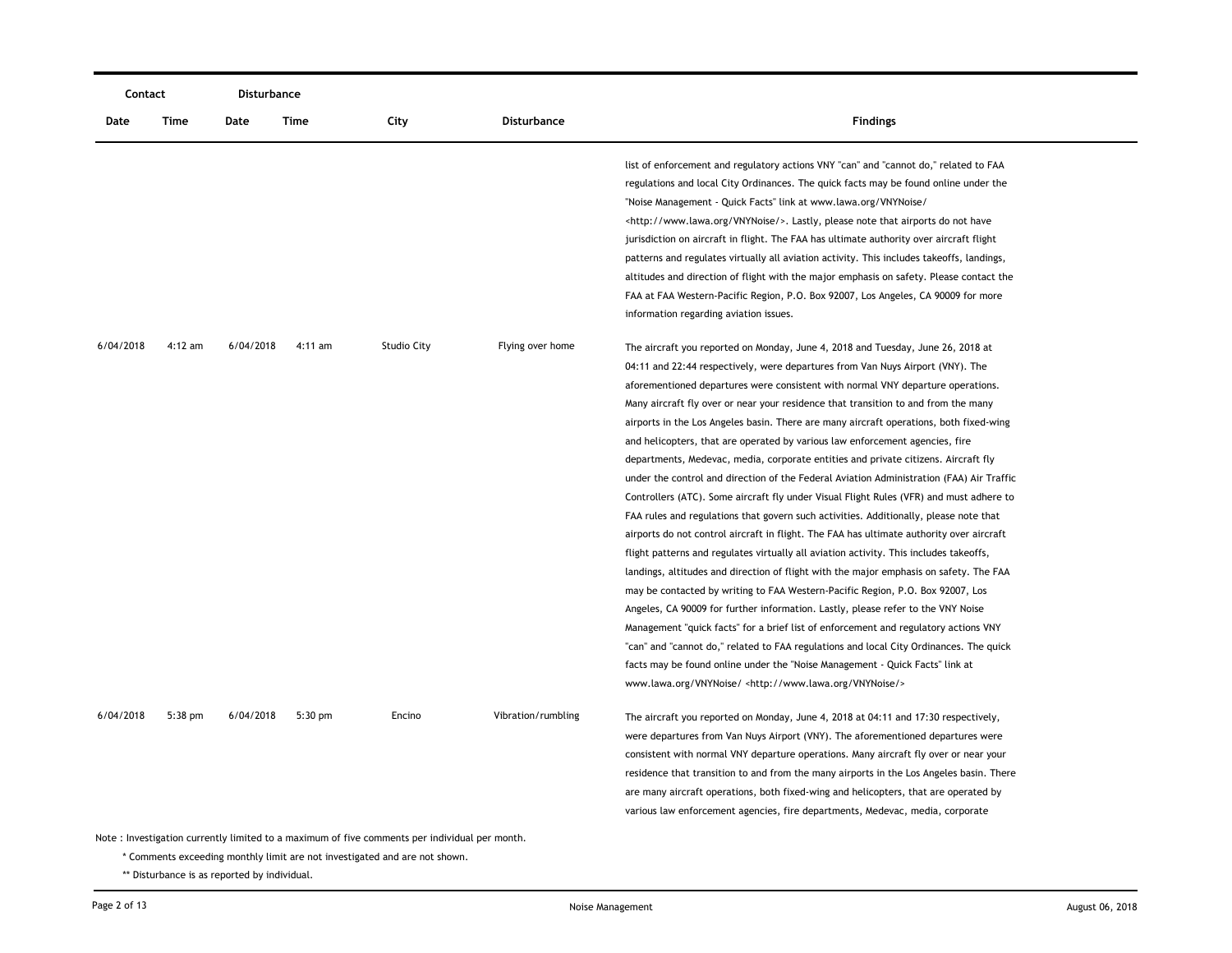| Contact | | Disturbance | | | | |
|---|---|---|---|---|---|---|
| Date | Time | Date | Time | City | Disturbance | Findings |
| | | | | | | list of enforcement and regulatory actions VNY "can" and "cannot do," related to FAA regulations and local City Ordinances. The quick facts may be found online under the "Noise Management - Quick Facts" link at www.lawa.org/VNYNoise/ <http://www.lawa.org/VNYNoise/>. Lastly, please note that airports do not have jurisdiction on aircraft in flight. The FAA has ultimate authority over aircraft flight patterns and regulates virtually all aviation activity. This includes takeoffs, landings, altitudes and direction of flight with the major emphasis on safety. Please contact the FAA at FAA Western-Pacific Region, P.O. Box 92007, Los Angeles, CA 90009 for more information regarding aviation issues. |
| 6/04/2018 | 4:12 am | 6/04/2018 | 4:11 am | Studio City | Flying over home | The aircraft you reported on Monday, June 4, 2018 and Tuesday, June 26, 2018 at 04:11 and 22:44 respectively, were departures from Van Nuys Airport (VNY). The aforementioned departures were consistent with normal VNY departure operations. Many aircraft fly over or near your residence that transition to and from the many airports in the Los Angeles basin. There are many aircraft operations, both fixed-wing and helicopters, that are operated by various law enforcement agencies, fire departments, Medevac, media, corporate entities and private citizens. Aircraft fly under the control and direction of the Federal Aviation Administration (FAA) Air Traffic Controllers (ATC). Some aircraft fly under Visual Flight Rules (VFR) and must adhere to FAA rules and regulations that govern such activities. Additionally, please note that airports do not control aircraft in flight. The FAA has ultimate authority over aircraft flight patterns and regulates virtually all aviation activity. This includes takeoffs, landings, altitudes and direction of flight with the major emphasis on safety. The FAA may be contacted by writing to FAA Western-Pacific Region, P.O. Box 92007, Los Angeles, CA 90009 for further information. Lastly, please refer to the VNY Noise Management "quick facts" for a brief list of enforcement and regulatory actions VNY "can" and "cannot do," related to FAA regulations and local City Ordinances. The quick facts may be found online under the "Noise Management - Quick Facts" link at www.lawa.org/VNYNoise/ <http://www.lawa.org/VNYNoise/> |
| 6/04/2018 | 5:38 pm | 6/04/2018 | 5:30 pm | Encino | Vibration/rumbling | The aircraft you reported on Monday, June 4, 2018 at 04:11 and 17:30 respectively, were departures from Van Nuys Airport (VNY). The aforementioned departures were consistent with normal VNY departure operations. Many aircraft fly over or near your residence that transition to and from the many airports in the Los Angeles basin. There are many aircraft operations, both fixed-wing and helicopters, that are operated by various law enforcement agencies, fire departments, Medevac, media, corporate |

Note : Investigation currently limited to a maximum of five comments per individual per month.

\* Comments exceeding monthly limit are not investigated and are not shown.

\*\* Disturbance is as reported by individual.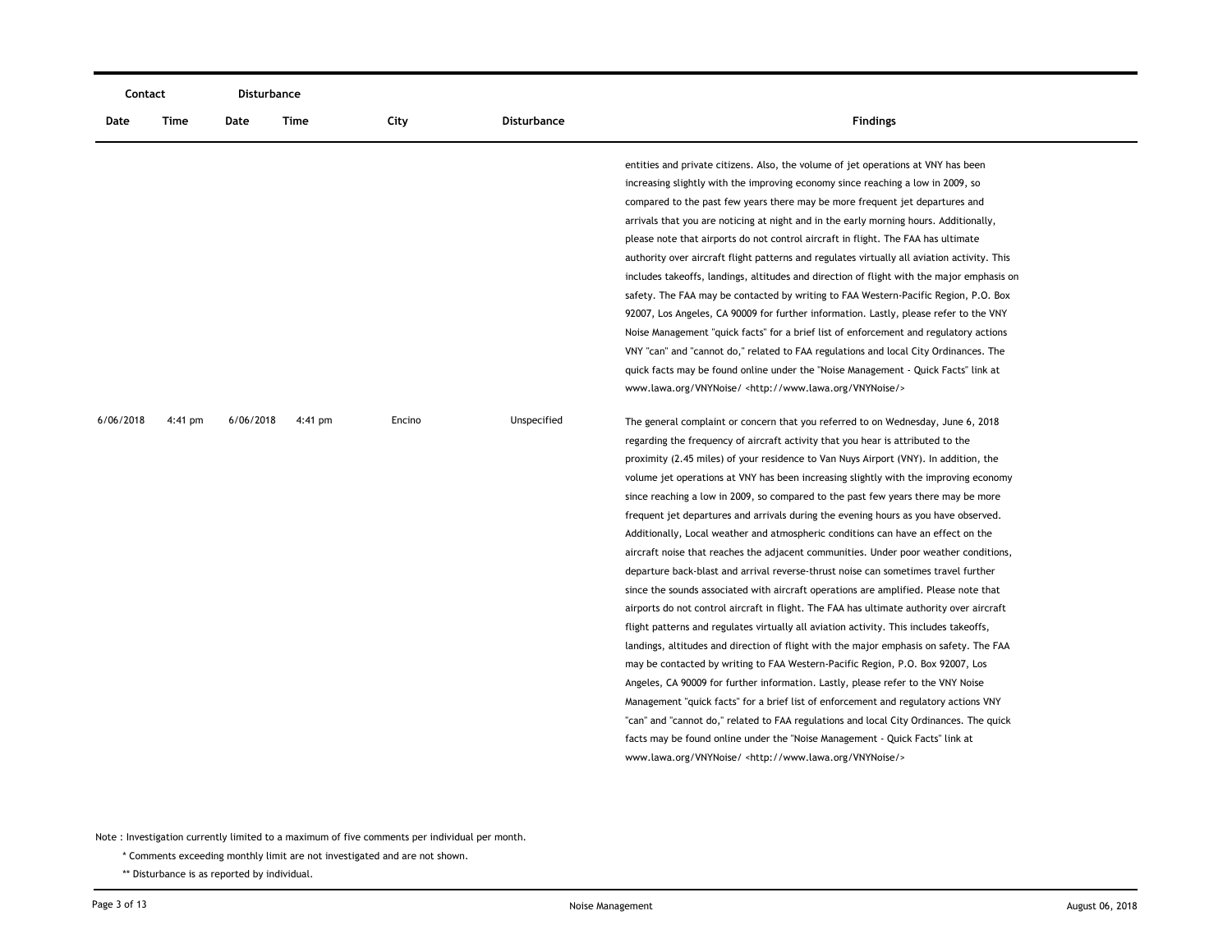| Contact | | Disturbance | | | | |
|---|---|---|---|---|---|---|
| Date | Time | Date | Time | City | Disturbance | Findings |
| | | | | | | entities and private citizens. Also, the volume of jet operations at VNY has been increasing slightly with the improving economy since reaching a low in 2009, so compared to the past few years there may be more frequent jet departures and arrivals that you are noticing at night and in the early morning hours. Additionally, please note that airports do not control aircraft in flight. The FAA has ultimate authority over aircraft flight patterns and regulates virtually all aviation activity. This includes takeoffs, landings, altitudes and direction of flight with the major emphasis on safety. The FAA may be contacted by writing to FAA Western-Pacific Region, P.O. Box 92007, Los Angeles, CA 90009 for further information. Lastly, please refer to the VNY Noise Management "quick facts" for a brief list of enforcement and regulatory actions VNY "can" and "cannot do," related to FAA regulations and local City Ordinances. The quick facts may be found online under the "Noise Management - Quick Facts" link at www.lawa.org/VNYNoise/ <http://www.lawa.org/VNYNoise/> |
| 6/06/2018 | 4:41 pm | 6/06/2018 | 4:41 pm | Encino | Unspecified | The general complaint or concern that you referred to on Wednesday, June 6, 2018 regarding the frequency of aircraft activity that you hear is attributed to the proximity (2.45 miles) of your residence to Van Nuys Airport (VNY). In addition, the volume jet operations at VNY has been increasing slightly with the improving economy since reaching a low in 2009, so compared to the past few years there may be more frequent jet departures and arrivals during the evening hours as you have observed. Additionally, Local weather and atmospheric conditions can have an effect on the aircraft noise that reaches the adjacent communities. Under poor weather conditions, departure back-blast and arrival reverse-thrust noise can sometimes travel further since the sounds associated with aircraft operations are amplified. Please note that airports do not control aircraft in flight. The FAA has ultimate authority over aircraft flight patterns and regulates virtually all aviation activity. This includes takeoffs, landings, altitudes and direction of flight with the major emphasis on safety. The FAA may be contacted by writing to FAA Western-Pacific Region, P.O. Box 92007, Los Angeles, CA 90009 for further information. Lastly, please refer to the VNY Noise Management "quick facts" for a brief list of enforcement and regulatory actions VNY "can" and "cannot do," related to FAA regulations and local City Ordinances. The quick facts may be found online under the "Noise Management - Quick Facts" link at www.lawa.org/VNYNoise/ <http://www.lawa.org/VNYNoise/> |

Note : Investigation currently limited to a maximum of five comments per individual per month.

\* Comments exceeding monthly limit are not investigated and are not shown.

\*\* Disturbance is as reported by individual.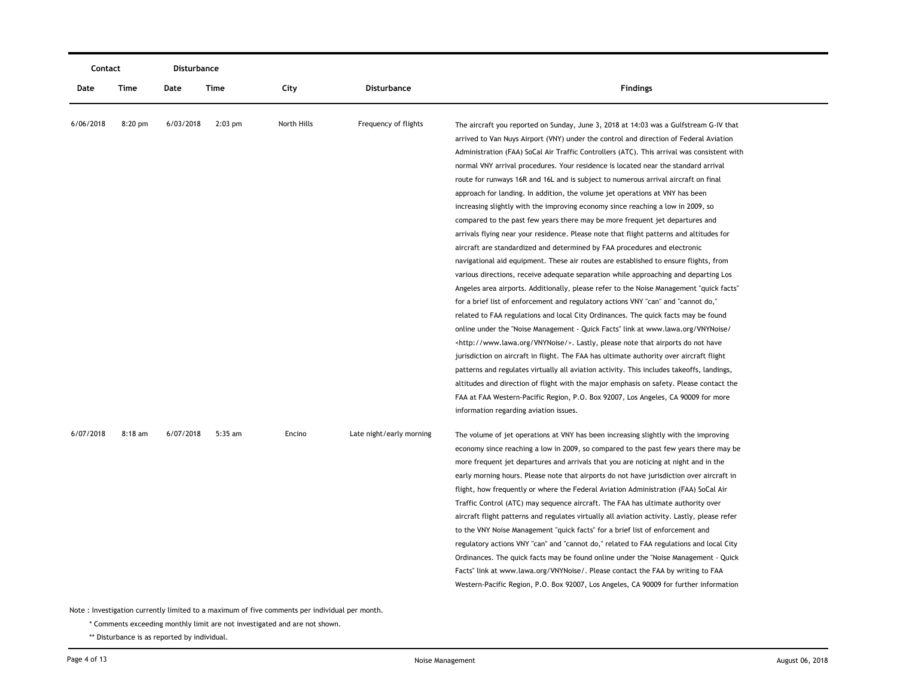| Contact | | Disturbance | | | | |
|---|---|---|---|---|---|---|
| Date | Time | Date | Time | City | Disturbance | Findings |
| 6/06/2018 | 8:20 pm | 6/03/2018 | 2:03 pm | North Hills | Frequency of flights | The aircraft you reported on Sunday, June 3, 2018 at 14:03 was a Gulfstream G-IV that arrived to Van Nuys Airport (VNY) under the control and direction of Federal Aviation Administration (FAA) SoCal Air Traffic Controllers (ATC). This arrival was consistent with normal VNY arrival procedures. Your residence is located near the standard arrival route for runways 16R and 16L and is subject to numerous arrival aircraft on final approach for landing. In addition, the volume jet operations at VNY has been increasing slightly with the improving economy since reaching a low in 2009, so compared to the past few years there may be more frequent jet departures and arrivals flying near your residence. Please note that flight patterns and altitudes for aircraft are standardized and determined by FAA procedures and electronic navigational aid equipment. These air routes are established to ensure flights, from various directions, receive adequate separation while approaching and departing Los Angeles area airports. Additionally, please refer to the Noise Management "quick facts" for a brief list of enforcement and regulatory actions VNY "can" and "cannot do," related to FAA regulations and local City Ordinances. The quick facts may be found online under the "Noise Management - Quick Facts" link at www.lawa.org/VNYNoise/ <http://www.lawa.org/VNYNoise/>. Lastly, please note that airports do not have jurisdiction on aircraft in flight. The FAA has ultimate authority over aircraft flight patterns and regulates virtually all aviation activity. This includes takeoffs, landings, altitudes and direction of flight with the major emphasis on safety. Please contact the FAA at FAA Western-Pacific Region, P.O. Box 92007, Los Angeles, CA 90009 for more information regarding aviation issues. |
| 6/07/2018 | 8:18 am | 6/07/2018 | 5:35 am | Encino | Late night/early morning | The volume of jet operations at VNY has been increasing slightly with the improving economy since reaching a low in 2009, so compared to the past few years there may be more frequent jet departures and arrivals that you are noticing at night and in the early morning hours. Please note that airports do not have jurisdiction over aircraft in flight, how frequently or where the Federal Aviation Administration (FAA) SoCal Air Traffic Control (ATC) may sequence aircraft. The FAA has ultimate authority over aircraft flight patterns and regulates virtually all aviation activity. Lastly, please refer to the VNY Noise Management "quick facts" for a brief list of enforcement and regulatory actions VNY "can" and "cannot do," related to FAA regulations and local City Ordinances. The quick facts may be found online under the "Noise Management - Quick Facts" link at www.lawa.org/VNYNoise/. Please contact the FAA by writing to FAA Western-Pacific Region, P.O. Box 92007, Los Angeles, CA 90009 for further information |

Note : Investigation currently limited to a maximum of five comments per individual per month.

\* Comments exceeding monthly limit are not investigated and are not shown.

\*\* Disturbance is as reported by individual.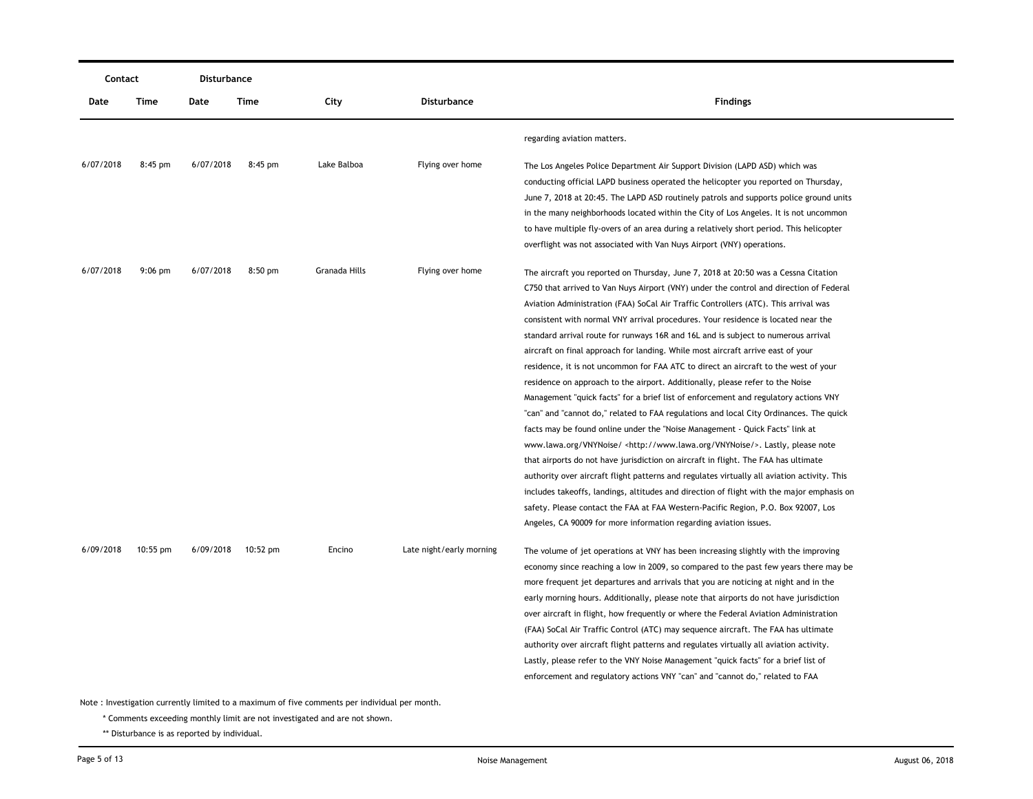| Contact | | Disturbance | | | | |
|---|---|---|---|---|---|---|
| Date | Time | Date | Time | City | Disturbance | Findings |
| | | | | | | regarding aviation matters. |
| 6/07/2018 | 8:45 pm | 6/07/2018 | 8:45 pm | Lake Balboa | Flying over home | The Los Angeles Police Department Air Support Division (LAPD ASD) which was conducting official LAPD business operated the helicopter you reported on Thursday, June 7, 2018 at 20:45. The LAPD ASD routinely patrols and supports police ground units in the many neighborhoods located within the City of Los Angeles. It is not uncommon to have multiple fly-overs of an area during a relatively short period. This helicopter overflight was not associated with Van Nuys Airport (VNY) operations. |
| 6/07/2018 | 9:06 pm | 6/07/2018 | 8:50 pm | Granada Hills | Flying over home | The aircraft you reported on Thursday, June 7, 2018 at 20:50 was a Cessna Citation C750 that arrived to Van Nuys Airport (VNY) under the control and direction of Federal Aviation Administration (FAA) SoCal Air Traffic Controllers (ATC). This arrival was consistent with normal VNY arrival procedures. Your residence is located near the standard arrival route for runways 16R and 16L and is subject to numerous arrival aircraft on final approach for landing. While most aircraft arrive east of your residence, it is not uncommon for FAA ATC to direct an aircraft to the west of your residence on approach to the airport. Additionally, please refer to the Noise Management "quick facts" for a brief list of enforcement and regulatory actions VNY "can" and "cannot do," related to FAA regulations and local City Ordinances. The quick facts may be found online under the "Noise Management - Quick Facts" link at www.lawa.org/VNYNoise/ <http://www.lawa.org/VNYNoise/>. Lastly, please note that airports do not have jurisdiction on aircraft in flight. The FAA has ultimate authority over aircraft flight patterns and regulates virtually all aviation activity. This includes takeoffs, landings, altitudes and direction of flight with the major emphasis on safety. Please contact the FAA at FAA Western-Pacific Region, P.O. Box 92007, Los Angeles, CA 90009 for more information regarding aviation issues. |
| 6/09/2018 | 10:55 pm | 6/09/2018 | 10:52 pm | Encino | Late night/early morning | The volume of jet operations at VNY has been increasing slightly with the improving economy since reaching a low in 2009, so compared to the past few years there may be more frequent jet departures and arrivals that you are noticing at night and in the early morning hours. Additionally, please note that airports do not have jurisdiction over aircraft in flight, how frequently or where the Federal Aviation Administration (FAA) SoCal Air Traffic Control (ATC) may sequence aircraft. The FAA has ultimate authority over aircraft flight patterns and regulates virtually all aviation activity. Lastly, please refer to the VNY Noise Management "quick facts" for a brief list of enforcement and regulatory actions VNY "can" and "cannot do," related to FAA |

Note : Investigation currently limited to a maximum of five comments per individual per month.

\* Comments exceeding monthly limit are not investigated and are not shown.

\*\* Disturbance is as reported by individual.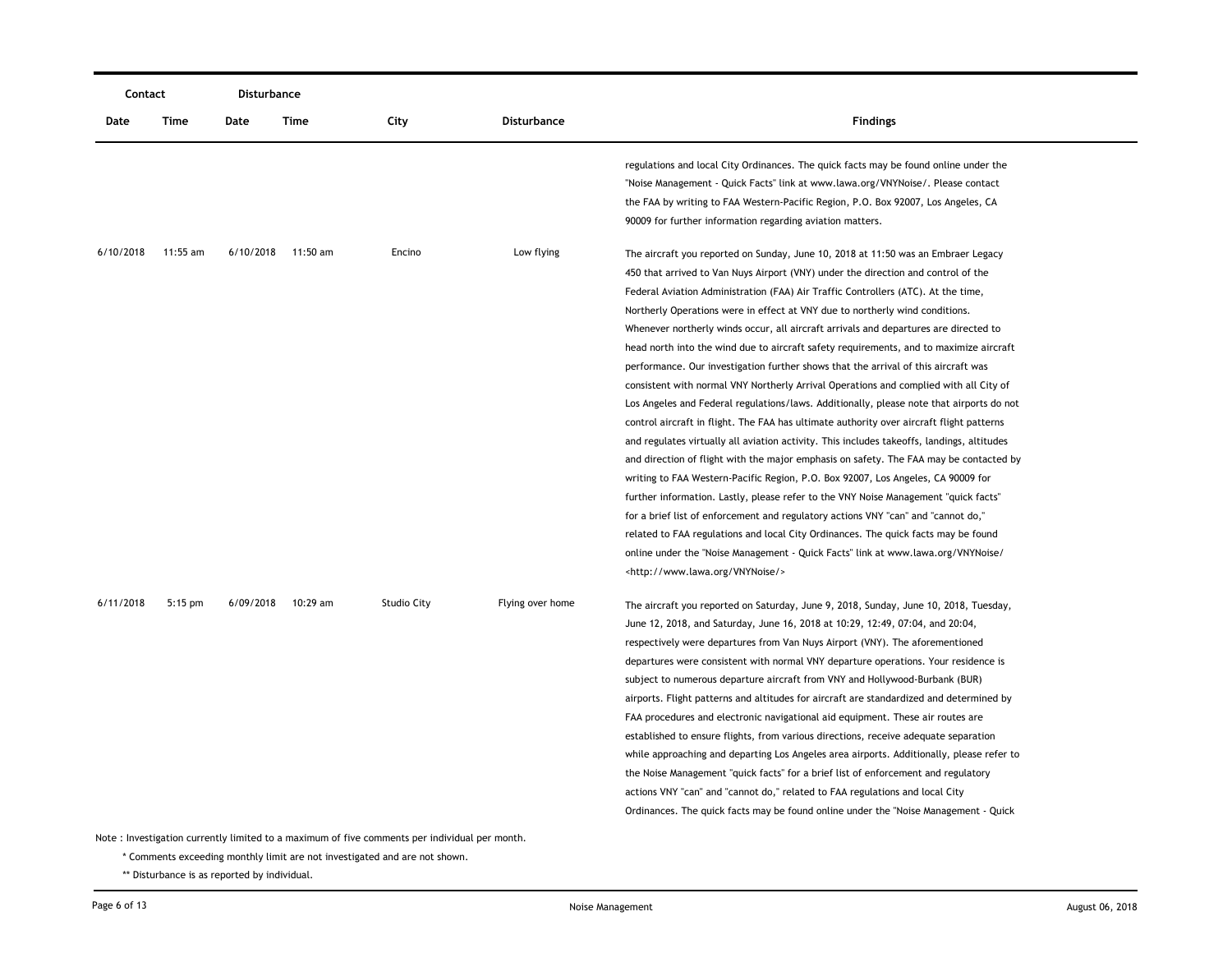| Contact | | Disturbance | | | | |
|---|---|---|---|---|---|---|
| Date | Time | Date | Time | City | Disturbance | Findings |
| | | | | | | regulations and local City Ordinances. The quick facts may be found online under the "Noise Management - Quick Facts" link at www.lawa.org/VNYNoise/. Please contact the FAA by writing to FAA Western-Pacific Region, P.O. Box 92007, Los Angeles, CA 90009 for further information regarding aviation matters. |
| 6/10/2018 | 11:55 am | 6/10/2018 | 11:50 am | Encino | Low flying | The aircraft you reported on Sunday, June 10, 2018 at 11:50 was an Embraer Legacy 450 that arrived to Van Nuys Airport (VNY) under the direction and control of the Federal Aviation Administration (FAA) Air Traffic Controllers (ATC). At the time, Northerly Operations were in effect at VNY due to northerly wind conditions. Whenever northerly winds occur, all aircraft arrivals and departures are directed to head north into the wind due to aircraft safety requirements, and to maximize aircraft performance. Our investigation further shows that the arrival of this aircraft was consistent with normal VNY Northerly Arrival Operations and complied with all City of Los Angeles and Federal regulations/laws. Additionally, please note that airports do not control aircraft in flight. The FAA has ultimate authority over aircraft flight patterns and regulates virtually all aviation activity. This includes takeoffs, landings, altitudes and direction of flight with the major emphasis on safety. The FAA may be contacted by writing to FAA Western-Pacific Region, P.O. Box 92007, Los Angeles, CA 90009 for further information. Lastly, please refer to the VNY Noise Management "quick facts" for a brief list of enforcement and regulatory actions VNY "can" and "cannot do," related to FAA regulations and local City Ordinances. The quick facts may be found online under the "Noise Management - Quick Facts" link at www.lawa.org/VNYNoise/ <http://www.lawa.org/VNYNoise/> |
| 6/11/2018 | 5:15 pm | 6/09/2018 | 10:29 am | Studio City | Flying over home | The aircraft you reported on Saturday, June 9, 2018, Sunday, June 10, 2018, Tuesday, June 12, 2018, and Saturday, June 16, 2018 at 10:29, 12:49, 07:04, and 20:04, respectively were departures from Van Nuys Airport (VNY). The aforementioned departures were consistent with normal VNY departure operations. Your residence is subject to numerous departure aircraft from VNY and Hollywood-Burbank (BUR) airports. Flight patterns and altitudes for aircraft are standardized and determined by FAA procedures and electronic navigational aid equipment. These air routes are established to ensure flights, from various directions, receive adequate separation while approaching and departing Los Angeles area airports. Additionally, please refer to the Noise Management "quick facts" for a brief list of enforcement and regulatory actions VNY "can" and "cannot do," related to FAA regulations and local City Ordinances. The quick facts may be found online under the "Noise Management - Quick |

Note : Investigation currently limited to a maximum of five comments per individual per month.

\* Comments exceeding monthly limit are not investigated and are not shown.

\** Disturbance is as reported by individual.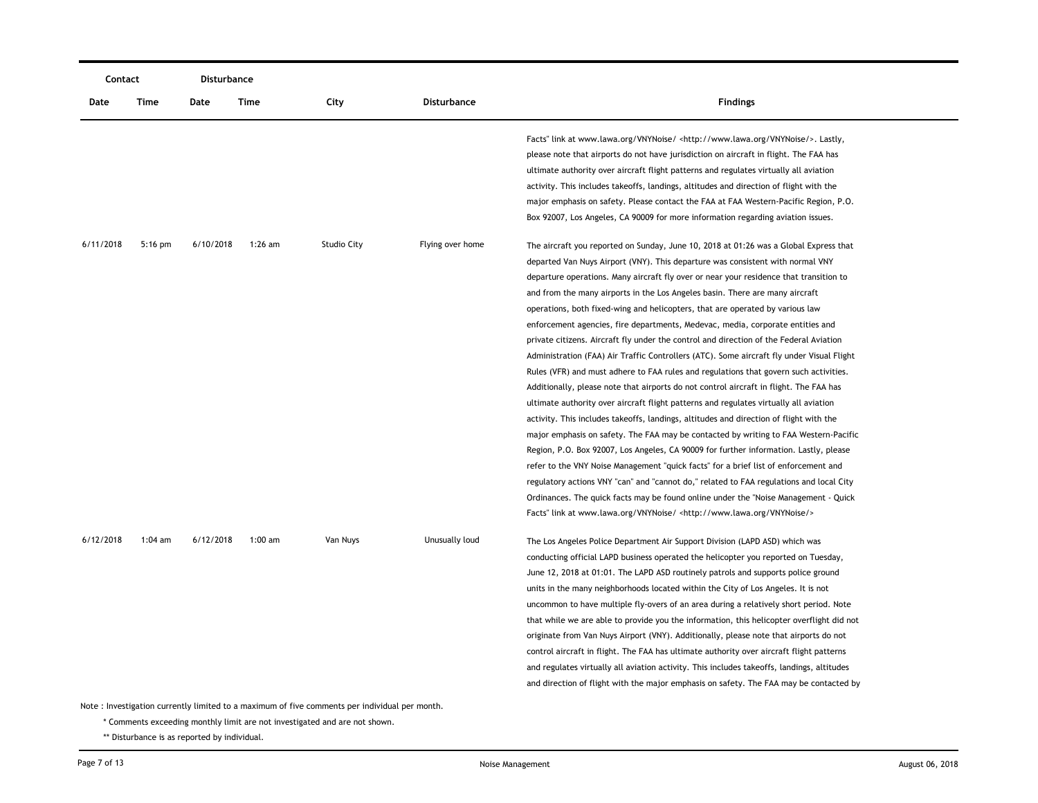| Contact | | Disturbance | | | | |
|---|---|---|---|---|---|---|
| Date | Time | Date | Time | City | Disturbance | Findings |
| | | | | | | Facts" link at www.lawa.org/VNYNoise/ <http://www.lawa.org/VNYNoise/>. Lastly, please note that airports do not have jurisdiction on aircraft in flight. The FAA has ultimate authority over aircraft flight patterns and regulates virtually all aviation activity. This includes takeoffs, landings, altitudes and direction of flight with the major emphasis on safety. Please contact the FAA at FAA Western-Pacific Region, P.O. Box 92007, Los Angeles, CA 90009 for more information regarding aviation issues. |
| 6/11/2018 | 5:16 pm | 6/10/2018 | 1:26 am | Studio City | Flying over home | The aircraft you reported on Sunday, June 10, 2018 at 01:26 was a Global Express that departed Van Nuys Airport (VNY). This departure was consistent with normal VNY departure operations. Many aircraft fly over or near your residence that transition to and from the many airports in the Los Angeles basin. There are many aircraft operations, both fixed-wing and helicopters, that are operated by various law enforcement agencies, fire departments, Medevac, media, corporate entities and private citizens. Aircraft fly under the control and direction of the Federal Aviation Administration (FAA) Air Traffic Controllers (ATC). Some aircraft fly under Visual Flight Rules (VFR) and must adhere to FAA rules and regulations that govern such activities. Additionally, please note that airports do not control aircraft in flight. The FAA has ultimate authority over aircraft flight patterns and regulates virtually all aviation activity. This includes takeoffs, landings, altitudes and direction of flight with the major emphasis on safety. The FAA may be contacted by writing to FAA Western-Pacific Region, P.O. Box 92007, Los Angeles, CA 90009 for further information. Lastly, please refer to the VNY Noise Management "quick facts" for a brief list of enforcement and regulatory actions VNY "can" and "cannot do," related to FAA regulations and local City Ordinances. The quick facts may be found online under the "Noise Management - Quick Facts" link at www.lawa.org/VNYNoise/ <http://www.lawa.org/VNYNoise/> |
| 6/12/2018 | 1:04 am | 6/12/2018 | 1:00 am | Van Nuys | Unusually loud | The Los Angeles Police Department Air Support Division (LAPD ASD) which was conducting official LAPD business operated the helicopter you reported on Tuesday, June 12, 2018 at 01:01. The LAPD ASD routinely patrols and supports police ground units in the many neighborhoods located within the City of Los Angeles. It is not uncommon to have multiple fly-overs of an area during a relatively short period. Note that while we are able to provide you the information, this helicopter overflight did not originate from Van Nuys Airport (VNY). Additionally, please note that airports do not control aircraft in flight. The FAA has ultimate authority over aircraft flight patterns and regulates virtually all aviation activity. This includes takeoffs, landings, altitudes and direction of flight with the major emphasis on safety. The FAA may be contacted by |

Note : Investigation currently limited to a maximum of five comments per individual per month.

\* Comments exceeding monthly limit are not investigated and are not shown.

\*\* Disturbance is as reported by individual.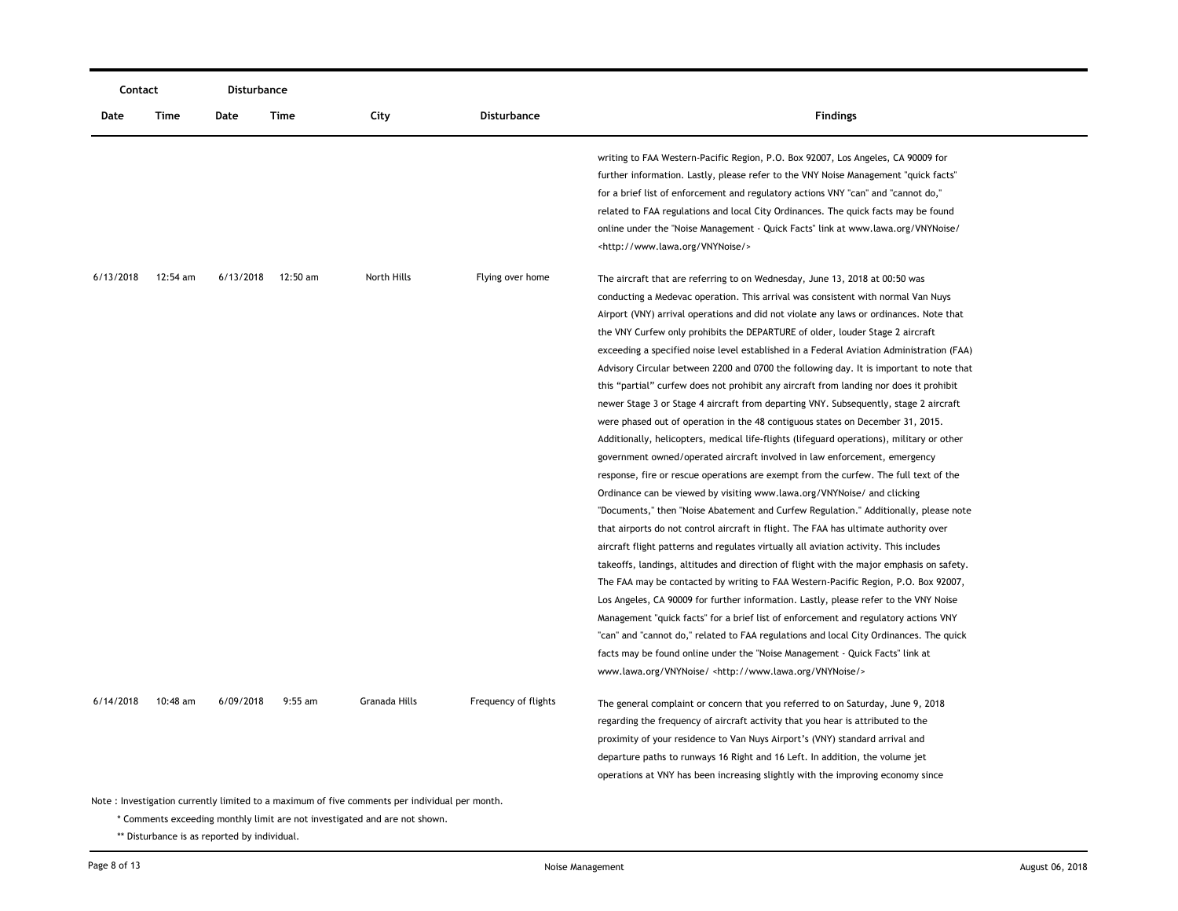| Contact | | Disturbance | | | | |
|---|---|---|---|---|---|---|
| Date | Time | Date | Time | City | Disturbance | Findings |
| | | | | | | writing to FAA Western-Pacific Region, P.O. Box 92007, Los Angeles, CA 90009 for further information. Lastly, please refer to the VNY Noise Management "quick facts" for a brief list of enforcement and regulatory actions VNY "can" and "cannot do," related to FAA regulations and local City Ordinances. The quick facts may be found online under the "Noise Management - Quick Facts" link at www.lawa.org/VNYNoise/ <http://www.lawa.org/VNYNoise/> |
| 6/13/2018 | 12:54 am | 6/13/2018 | 12:50 am | North Hills | Flying over home | The aircraft that are referring to on Wednesday, June 13, 2018 at 00:50 was conducting a Medevac operation. This arrival was consistent with normal Van Nuys Airport (VNY) arrival operations and did not violate any laws or ordinances. Note that the VNY Curfew only prohibits the DEPARTURE of older, louder Stage 2 aircraft exceeding a specified noise level established in a Federal Aviation Administration (FAA) Advisory Circular between 2200 and 0700 the following day. It is important to note that this "partial" curfew does not prohibit any aircraft from landing nor does it prohibit newer Stage 3 or Stage 4 aircraft from departing VNY. Subsequently, stage 2 aircraft were phased out of operation in the 48 contiguous states on December 31, 2015. Additionally, helicopters, medical life-flights (lifeguard operations), military or other government owned/operated aircraft involved in law enforcement, emergency response, fire or rescue operations are exempt from the curfew. The full text of the Ordinance can be viewed by visiting www.lawa.org/VNYNoise/ and clicking "Documents," then "Noise Abatement and Curfew Regulation." Additionally, please note that airports do not control aircraft in flight. The FAA has ultimate authority over aircraft flight patterns and regulates virtually all aviation activity. This includes takeoffs, landings, altitudes and direction of flight with the major emphasis on safety. The FAA may be contacted by writing to FAA Western-Pacific Region, P.O. Box 92007, Los Angeles, CA 90009 for further information. Lastly, please refer to the VNY Noise Management "quick facts" for a brief list of enforcement and regulatory actions VNY "can" and "cannot do," related to FAA regulations and local City Ordinances. The quick facts may be found online under the "Noise Management - Quick Facts" link at www.lawa.org/VNYNoise/ <http://www.lawa.org/VNYNoise/> |
| 6/14/2018 | 10:48 am | 6/09/2018 | 9:55 am | Granada Hills | Frequency of flights | The general complaint or concern that you referred to on Saturday, June 9, 2018 regarding the frequency of aircraft activity that you hear is attributed to the proximity of your residence to Van Nuys Airport's (VNY) standard arrival and departure paths to runways 16 Right and 16 Left. In addition, the volume jet operations at VNY has been increasing slightly with the improving economy since |

Note : Investigation currently limited to a maximum of five comments per individual per month.

\* Comments exceeding monthly limit are not investigated and are not shown.

** Disturbance is as reported by individual.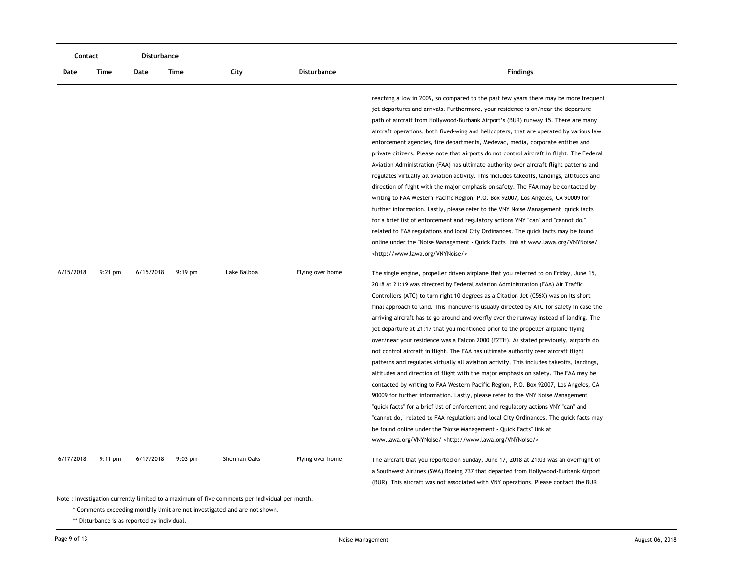| Contact | | Disturbance | | | | |
|---|---|---|---|---|---|---|
| Date | Time | Date | Time | City | Disturbance | Findings |
| | | | | | | reaching a low in 2009, so compared to the past few years there may be more frequent jet departures and arrivals. Furthermore, your residence is on/near the departure path of aircraft from Hollywood-Burbank Airport's (BUR) runway 15. There are many aircraft operations, both fixed-wing and helicopters, that are operated by various law enforcement agencies, fire departments, Medevac, media, corporate entities and private citizens. Please note that airports do not control aircraft in flight. The Federal Aviation Administration (FAA) has ultimate authority over aircraft flight patterns and regulates virtually all aviation activity. This includes takeoffs, landings, altitudes and direction of flight with the major emphasis on safety. The FAA may be contacted by writing to FAA Western-Pacific Region, P.O. Box 92007, Los Angeles, CA 90009 for further information. Lastly, please refer to the VNY Noise Management "quick facts" for a brief list of enforcement and regulatory actions VNY "can" and "cannot do," related to FAA regulations and local City Ordinances. The quick facts may be found online under the "Noise Management - Quick Facts" link at www.lawa.org/VNYNoise/ <http://www.lawa.org/VNYNoise/> |
| 6/15/2018 | 9:21 pm | 6/15/2018 | 9:19 pm | Lake Balboa | Flying over home | The single engine, propeller driven airplane that you referred to on Friday, June 15, 2018 at 21:19 was directed by Federal Aviation Administration (FAA) Air Traffic Controllers (ATC) to turn right 10 degrees as a Citation Jet (C56X) was on its short final approach to land. This maneuver is usually directed by ATC for safety in case the arriving aircraft has to go around and overfly over the runway instead of landing. The jet departure at 21:17 that you mentioned prior to the propeller airplane flying over/near your residence was a Falcon 2000 (F2TH). As stated previously, airports do not control aircraft in flight. The FAA has ultimate authority over aircraft flight patterns and regulates virtually all aviation activity. This includes takeoffs, landings, altitudes and direction of flight with the major emphasis on safety. The FAA may be contacted by writing to FAA Western-Pacific Region, P.O. Box 92007, Los Angeles, CA 90009 for further information. Lastly, please refer to the VNY Noise Management "quick facts" for a brief list of enforcement and regulatory actions VNY "can" and "cannot do," related to FAA regulations and local City Ordinances. The quick facts may be found online under the "Noise Management - Quick Facts" link at www.lawa.org/VNYNoise/ <http://www.lawa.org/VNYNoise/> |
| 6/17/2018 | 9:11 pm | 6/17/2018 | 9:03 pm | Sherman Oaks | Flying over home | The aircraft that you reported on Sunday, June 17, 2018 at 21:03 was an overflight of a Southwest Airlines (SWA) Boeing 737 that departed from Hollywood-Burbank Airport (BUR). This aircraft was not associated with VNY operations. Please contact the BUR |

Note : Investigation currently limited to a maximum of five comments per individual per month.

\* Comments exceeding monthly limit are not investigated and are not shown.

\*\* Disturbance is as reported by individual.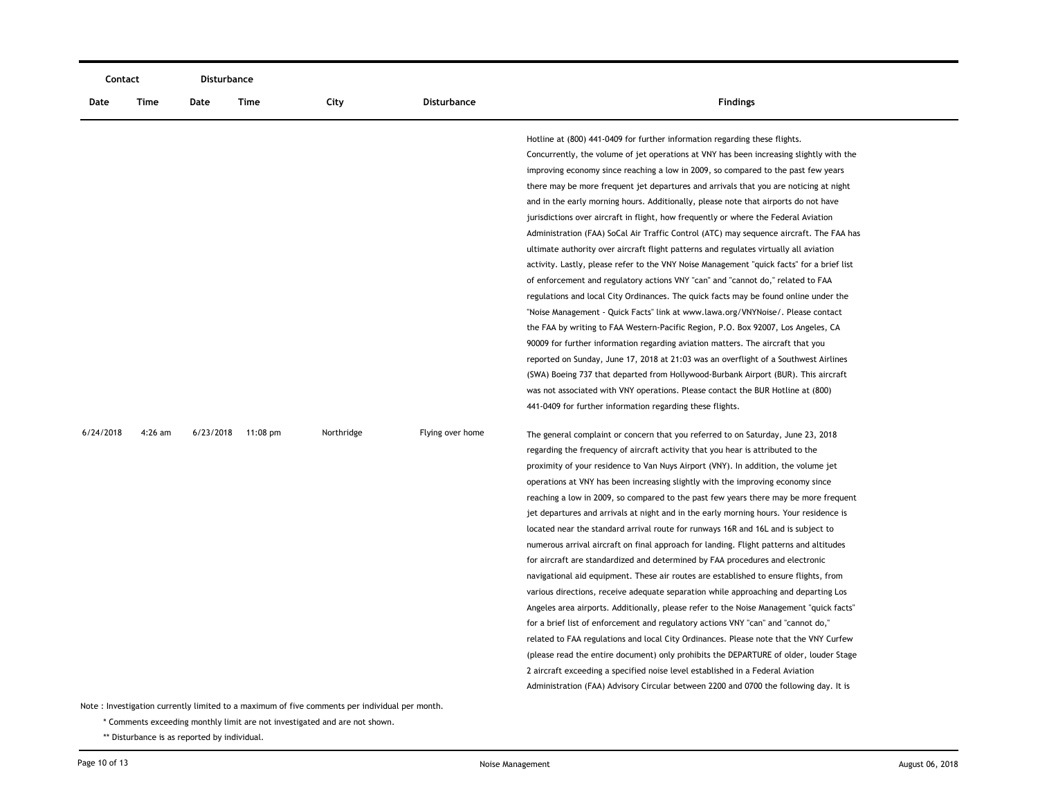| Contact | | Disturbance | | | | |
|---|---|---|---|---|---|---|
| Date | Time | Date | Time | City | Disturbance | Findings |
| | | | | | | Hotline at (800) 441-0409 for further information regarding these flights. Concurrently, the volume of jet operations at VNY has been increasing slightly with the improving economy since reaching a low in 2009, so compared to the past few years there may be more frequent jet departures and arrivals that you are noticing at night and in the early morning hours. Additionally, please note that airports do not have jurisdictions over aircraft in flight, how frequently or where the Federal Aviation Administration (FAA) SoCal Air Traffic Control (ATC) may sequence aircraft. The FAA has ultimate authority over aircraft flight patterns and regulates virtually all aviation activity. Lastly, please refer to the VNY Noise Management "quick facts" for a brief list of enforcement and regulatory actions VNY "can" and "cannot do," related to FAA regulations and local City Ordinances. The quick facts may be found online under the "Noise Management - Quick Facts" link at www.lawa.org/VNYNoise/. Please contact the FAA by writing to FAA Western-Pacific Region, P.O. Box 92007, Los Angeles, CA 90009 for further information regarding aviation matters. The aircraft that you reported on Sunday, June 17, 2018 at 21:03 was an overflight of a Southwest Airlines (SWA) Boeing 737 that departed from Hollywood-Burbank Airport (BUR). This aircraft was not associated with VNY operations. Please contact the BUR Hotline at (800) 441-0409 for further information regarding these flights. |
| 6/24/2018 | 4:26 am | 6/23/2018 | 11:08 pm | Northridge | Flying over home | The general complaint or concern that you referred to on Saturday, June 23, 2018 regarding the frequency of aircraft activity that you hear is attributed to the proximity of your residence to Van Nuys Airport (VNY). In addition, the volume jet operations at VNY has been increasing slightly with the improving economy since reaching a low in 2009, so compared to the past few years there may be more frequent jet departures and arrivals at night and in the early morning hours. Your residence is located near the standard arrival route for runways 16R and 16L and is subject to numerous arrival aircraft on final approach for landing. Flight patterns and altitudes for aircraft are standardized and determined by FAA procedures and electronic navigational aid equipment. These air routes are established to ensure flights, from various directions, receive adequate separation while approaching and departing Los Angeles area airports. Additionally, please refer to the Noise Management "quick facts" for a brief list of enforcement and regulatory actions VNY "can" and "cannot do," related to FAA regulations and local City Ordinances. Please note that the VNY Curfew (please read the entire document) only prohibits the DEPARTURE of older, louder Stage 2 aircraft exceeding a specified noise level established in a Federal Aviation Administration (FAA) Advisory Circular between 2200 and 0700 the following day. It is |

Note : Investigation currently limited to a maximum of five comments per individual per month.

\* Comments exceeding monthly limit are not investigated and are not shown.

\*\* Disturbance is as reported by individual.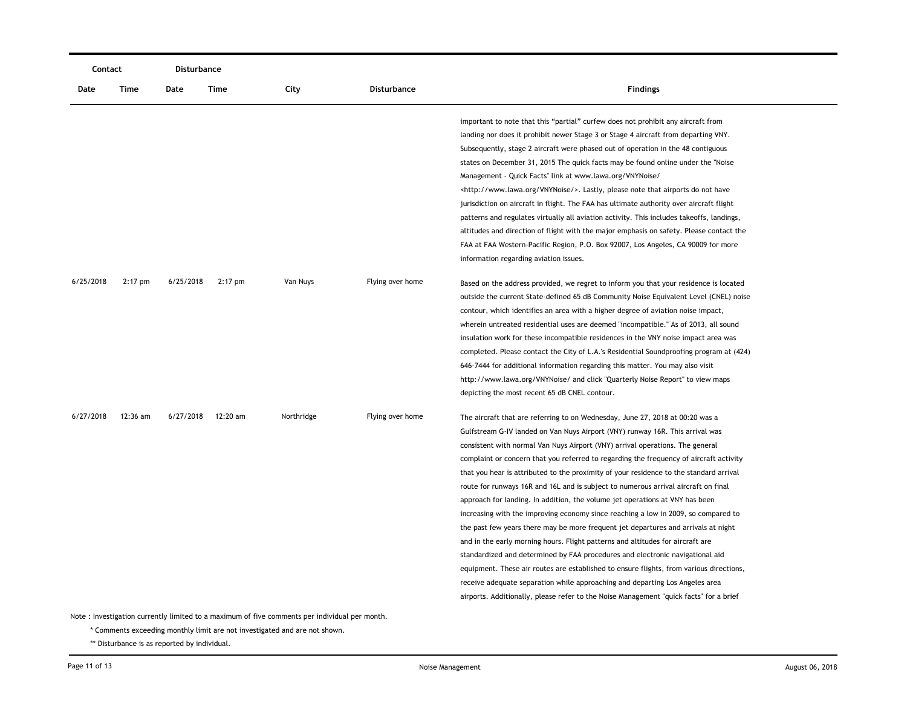| Contact | | Disturbance | | | | |
|---|---|---|---|---|---|---|
| Date | Time | Date | Time | City | Disturbance | Findings |
| | | | | | | important to note that this "partial" curfew does not prohibit any aircraft from landing nor does it prohibit newer Stage 3 or Stage 4 aircraft from departing VNY. Subsequently, stage 2 aircraft were phased out of operation in the 48 contiguous states on December 31, 2015 The quick facts may be found online under the "Noise Management - Quick Facts" link at www.lawa.org/VNYNoise/ <http://www.lawa.org/VNYNoise/>. Lastly, please note that airports do not have jurisdiction on aircraft in flight. The FAA has ultimate authority over aircraft flight patterns and regulates virtually all aviation activity. This includes takeoffs, landings, altitudes and direction of flight with the major emphasis on safety. Please contact the FAA at FAA Western-Pacific Region, P.O. Box 92007, Los Angeles, CA 90009 for more information regarding aviation issues. |
| 6/25/2018 | 2:17 pm | 6/25/2018 | 2:17 pm | Van Nuys | Flying over home | Based on the address provided, we regret to inform you that your residence is located outside the current State-defined 65 dB Community Noise Equivalent Level (CNEL) noise contour, which identifies an area with a higher degree of aviation noise impact, wherein untreated residential uses are deemed "incompatible." As of 2013, all sound insulation work for these incompatible residences in the VNY noise impact area was completed. Please contact the City of L.A.'s Residential Soundproofing program at (424) 646-7444 for additional information regarding this matter. You may also visit http://www.lawa.org/VNYNoise/ and click "Quarterly Noise Report" to view maps depicting the most recent 65 dB CNEL contour. |
| 6/27/2018 | 12:36 am | 6/27/2018 | 12:20 am | Northridge | Flying over home | The aircraft that are referring to on Wednesday, June 27, 2018 at 00:20 was a Gulfstream G-IV landed on Van Nuys Airport (VNY) runway 16R. This arrival was consistent with normal Van Nuys Airport (VNY) arrival operations. The general complaint or concern that you referred to regarding the frequency of aircraft activity that you hear is attributed to the proximity of your residence to the standard arrival route for runways 16R and 16L and is subject to numerous arrival aircraft on final approach for landing. In addition, the volume jet operations at VNY has been increasing with the improving economy since reaching a low in 2009, so compared to the past few years there may be more frequent jet departures and arrivals at night and in the early morning hours. Flight patterns and altitudes for aircraft are standardized and determined by FAA procedures and electronic navigational aid equipment. These air routes are established to ensure flights, from various directions, receive adequate separation while approaching and departing Los Angeles area airports. Additionally, please refer to the Noise Management "quick facts" for a brief |

Note : Investigation currently limited to a maximum of five comments per individual per month.

\* Comments exceeding monthly limit are not investigated and are not shown.

\*\* Disturbance is as reported by individual.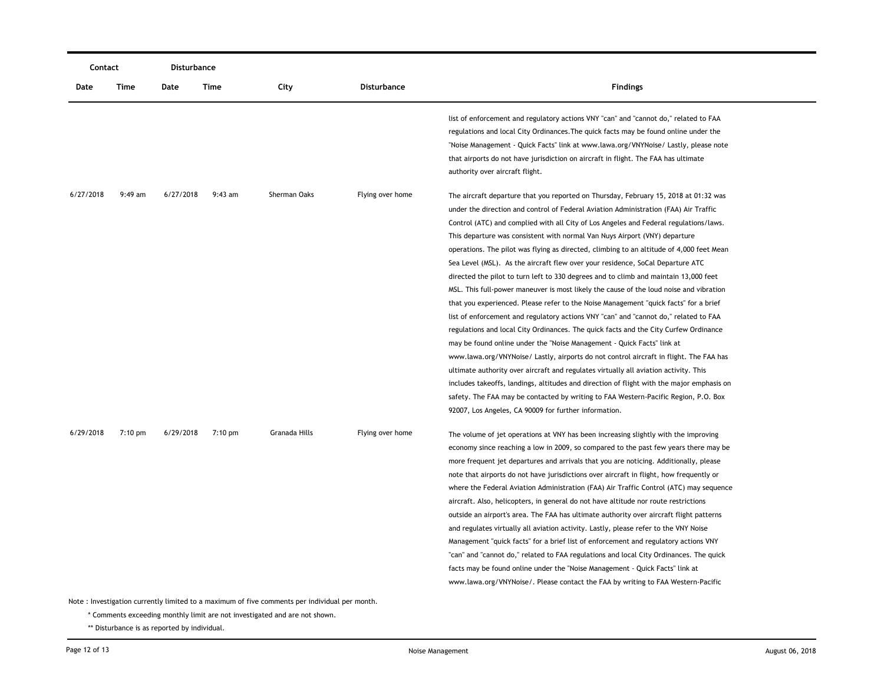| Contact | | Disturbance | | | | |
|---|---|---|---|---|---|---|
| Date | Time | Date | Time | City | Disturbance | Findings |
| | | | | | | list of enforcement and regulatory actions VNY "can" and "cannot do," related to FAA regulations and local City Ordinances.The quick facts may be found online under the "Noise Management - Quick Facts" link at www.lawa.org/VNYNoise/ Lastly, please note that airports do not have jurisdiction on aircraft in flight. The FAA has ultimate authority over aircraft flight. |
| 6/27/2018 | 9:49 am | 6/27/2018 | 9:43 am | Sherman Oaks | Flying over home | The aircraft departure that you reported on Thursday, February 15, 2018 at 01:32 was under the direction and control of Federal Aviation Administration (FAA) Air Traffic Control (ATC) and complied with all City of Los Angeles and Federal regulations/laws. This departure was consistent with normal Van Nuys Airport (VNY) departure operations. The pilot was flying as directed, climbing to an altitude of 4,000 feet Mean Sea Level (MSL). As the aircraft flew over your residence, SoCal Departure ATC directed the pilot to turn left to 330 degrees and to climb and maintain 13,000 feet MSL. This full-power maneuver is most likely the cause of the loud noise and vibration that you experienced. Please refer to the Noise Management "quick facts" for a brief list of enforcement and regulatory actions VNY "can" and "cannot do," related to FAA regulations and local City Ordinances. The quick facts and the City Curfew Ordinance may be found online under the "Noise Management - Quick Facts" link at www.lawa.org/VNYNoise/ Lastly, airports do not control aircraft in flight. The FAA has ultimate authority over aircraft and regulates virtually all aviation activity. This includes takeoffs, landings, altitudes and direction of flight with the major emphasis on safety. The FAA may be contacted by writing to FAA Western-Pacific Region, P.O. Box 92007, Los Angeles, CA 90009 for further information. |
| 6/29/2018 | 7:10 pm | 6/29/2018 | 7:10 pm | Granada Hills | Flying over home | The volume of jet operations at VNY has been increasing slightly with the improving economy since reaching a low in 2009, so compared to the past few years there may be more frequent jet departures and arrivals that you are noticing. Additionally, please note that airports do not have jurisdictions over aircraft in flight, how frequently or where the Federal Aviation Administration (FAA) Air Traffic Control (ATC) may sequence aircraft. Also, helicopters, in general do not have altitude nor route restrictions outside an airport's area. The FAA has ultimate authority over aircraft flight patterns and regulates virtually all aviation activity. Lastly, please refer to the VNY Noise Management "quick facts" for a brief list of enforcement and regulatory actions VNY "can" and "cannot do," related to FAA regulations and local City Ordinances. The quick facts may be found online under the "Noise Management - Quick Facts" link at www.lawa.org/VNYNoise/. Please contact the FAA by writing to FAA Western-Pacific |

Note : Investigation currently limited to a maximum of five comments per individual per month.

\* Comments exceeding monthly limit are not investigated and are not shown.

\*\* Disturbance is as reported by individual.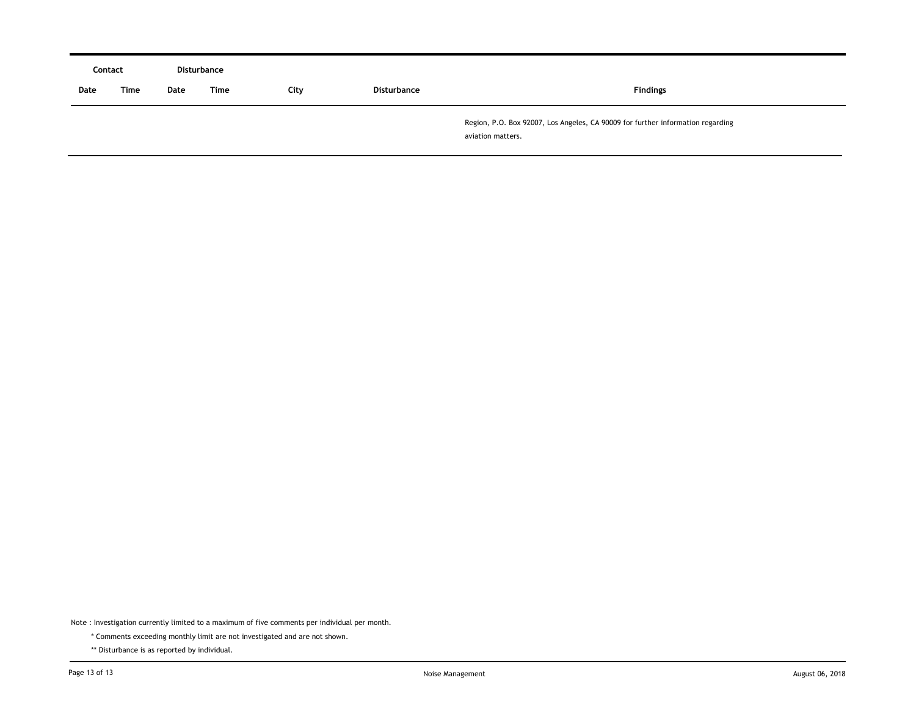| Contact | | Disturbance | | | | |
|---|---|---|---|---|---|---|
| Date | Time | Date | Time | City | Disturbance | Findings |
| | | | | | | Region, P.O. Box 92007, Los Angeles, CA 90009 for further information regarding aviation matters. |

Note : Investigation currently limited to a maximum of five comments per individual per month.

\* Comments exceeding monthly limit are not investigated and are not shown.

\*\* Disturbance is as reported by individual.